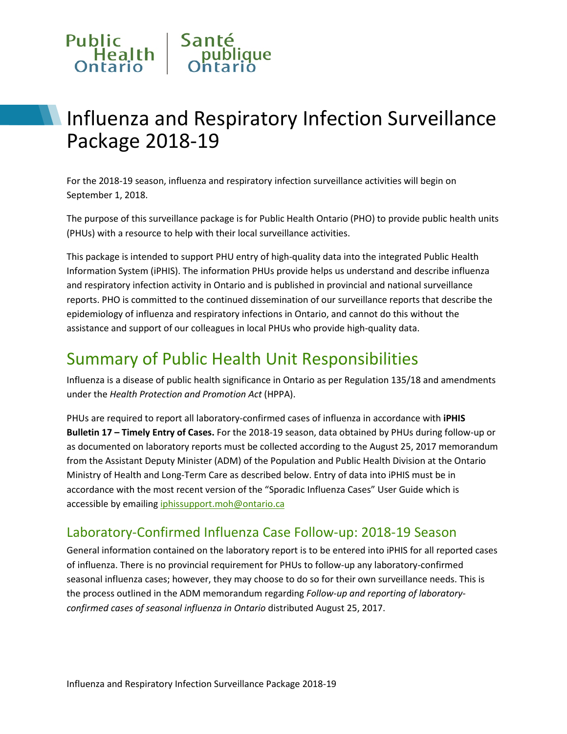Public Health Ontario | Santé publique Ontario

# Influenza and Respiratory Infection Surveillance Package 2018-19

For the 2018-19 season, influenza and respiratory infection surveillance activities will begin on September 1, 2018.

The purpose of this surveillance package is for Public Health Ontario (PHO) to provide public health units (PHUs) with a resource to help with their local surveillance activities.

This package is intended to support PHU entry of high-quality data into the integrated Public Health Information System (iPHIS). The information PHUs provide helps us understand and describe influenza and respiratory infection activity in Ontario and is published in provincial and national surveillance reports. PHO is committed to the continued dissemination of our surveillance reports that describe the epidemiology of influenza and respiratory infections in Ontario, and cannot do this without the assistance and support of our colleagues in local PHUs who provide high-quality data.

## Summary of Public Health Unit Responsibilities

Influenza is a disease of public health significance in Ontario as per Regulation 135/18 and amendments under the *Health Protection and Promotion Act* (HPPA).

PHUs are required to report all laboratory-confirmed cases of influenza in accordance with **iPHIS Bulletin 17 – Timely Entry of Cases.** For the 2018-19 season, data obtained by PHUs during follow-up or as documented on laboratory reports must be collected according to the August 25, 2017 memorandum from the Assistant Deputy Minister (ADM) of the Population and Public Health Division at the Ontario Ministry of Health and Long-Term Care as described below. Entry of data into iPHIS must be in accordance with the most recent version of the "Sporadic Influenza Cases" User Guide which is accessible by emailing iphissupport.moh@ontario.ca

### Laboratory-Confirmed Influenza Case Follow-up: 2018-19 Season

General information contained on the laboratory report is to be entered into iPHIS for all reported cases of influenza. There is no provincial requirement for PHUs to follow-up any laboratory-confirmed seasonal influenza cases; however, they may choose to do so for their own surveillance needs. This is the process outlined in the ADM memorandum regarding *Follow-up and reporting of laboratory-confirmed cases of seasonal influenza in Ontario* distributed August 25, 2017.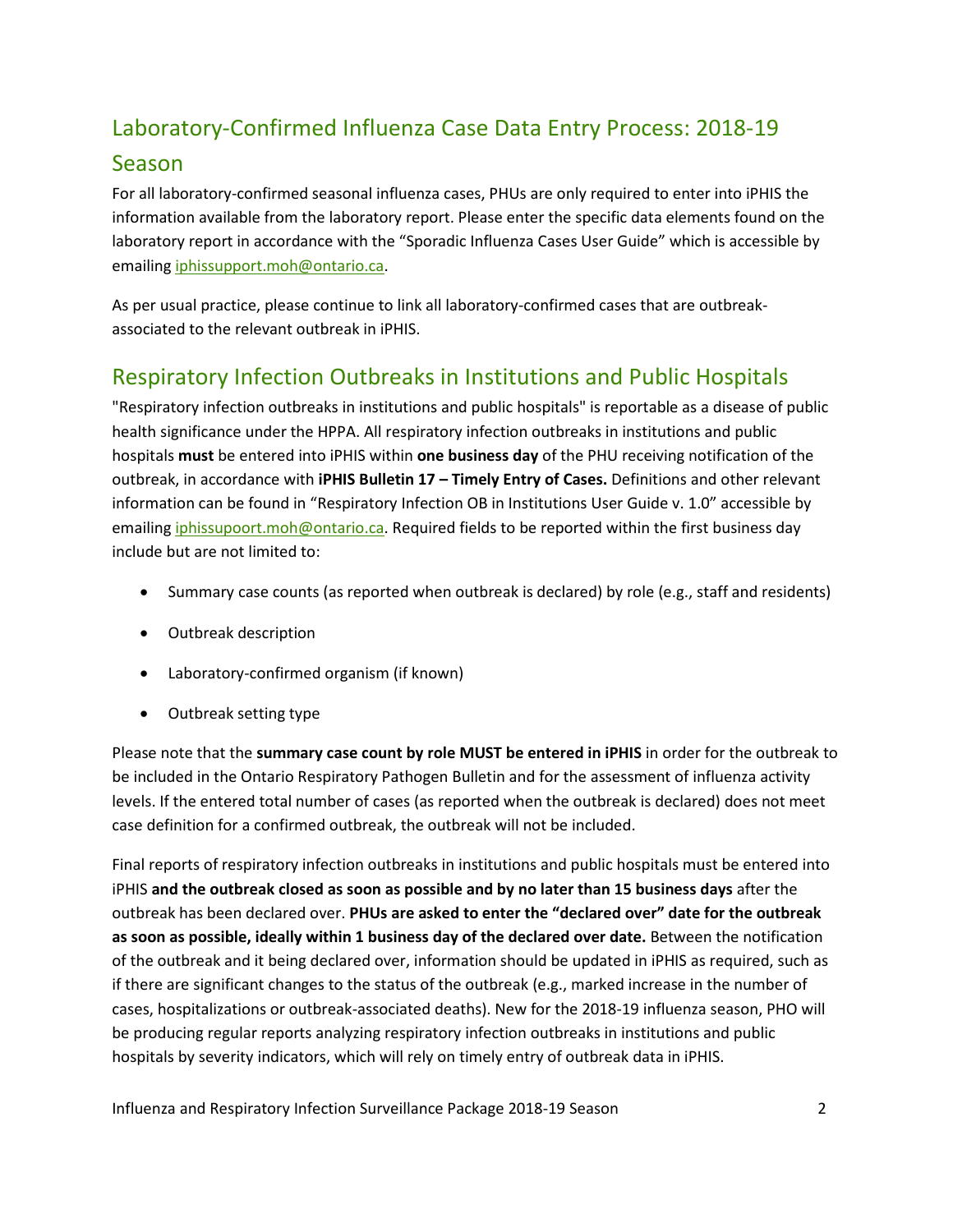## Laboratory-Confirmed Influenza Case Data Entry Process: 2018-19 Season

For all laboratory-confirmed seasonal influenza cases, PHUs are only required to enter into iPHIS the information available from the laboratory report. Please enter the specific data elements found on the laboratory report in accordance with the "Sporadic Influenza Cases User Guide" which is accessible by emailing iphissupport.moh@ontario.ca.

As per usual practice, please continue to link all laboratory-confirmed cases that are outbreak-associated to the relevant outbreak in iPHIS.

## Respiratory Infection Outbreaks in Institutions and Public Hospitals

"Respiratory infection outbreaks in institutions and public hospitals" is reportable as a disease of public health significance under the HPPA. All respiratory infection outbreaks in institutions and public hospitals **must** be entered into iPHIS within **one business day** of the PHU receiving notification of the outbreak, in accordance with **iPHIS Bulletin 17 – Timely Entry of Cases.** Definitions and other relevant information can be found in "Respiratory Infection OB in Institutions User Guide v. 1.0" accessible by emailing iphissupoort.moh@ontario.ca. Required fields to be reported within the first business day include but are not limited to:

- Summary case counts (as reported when outbreak is declared) by role (e.g., staff and residents)
- Outbreak description
- Laboratory-confirmed organism (if known)
- Outbreak setting type

Please note that the **summary case count by role MUST be entered in iPHIS** in order for the outbreak to be included in the Ontario Respiratory Pathogen Bulletin and for the assessment of influenza activity levels. If the entered total number of cases (as reported when the outbreak is declared) does not meet case definition for a confirmed outbreak, the outbreak will not be included.

Final reports of respiratory infection outbreaks in institutions and public hospitals must be entered into iPHIS **and the outbreak closed as soon as possible and by no later than 15 business days** after the outbreak has been declared over. **PHUs are asked to enter the "declared over" date for the outbreak as soon as possible, ideally within 1 business day of the declared over date.** Between the notification of the outbreak and it being declared over, information should be updated in iPHIS as required, such as if there are significant changes to the status of the outbreak (e.g., marked increase in the number of cases, hospitalizations or outbreak-associated deaths). New for the 2018-19 influenza season, PHO will be producing regular reports analyzing respiratory infection outbreaks in institutions and public hospitals by severity indicators, which will rely on timely entry of outbreak data in iPHIS.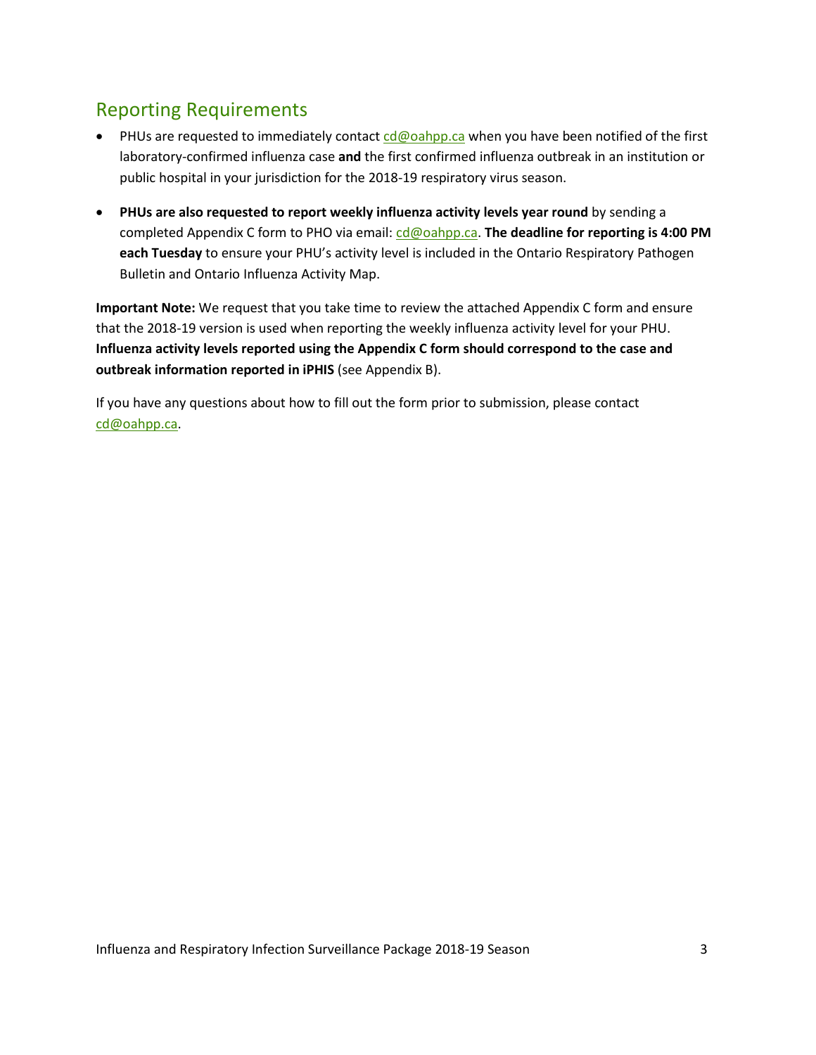## Reporting Requirements

- PHUs are requested to immediately contact cd@oahpp.ca when you have been notified of the first laboratory-confirmed influenza case **and** the first confirmed influenza outbreak in an institution or public hospital in your jurisdiction for the 2018-19 respiratory virus season.
- **PHUs are also requested to report weekly influenza activity levels year round** by sending a completed Appendix C form to PHO via email: cd@oahpp.ca. **The deadline for reporting is 4:00 PM each Tuesday** to ensure your PHU's activity level is included in the Ontario Respiratory Pathogen Bulletin and Ontario Influenza Activity Map.

**Important Note:** We request that you take time to review the attached Appendix C form and ensure that the 2018-19 version is used when reporting the weekly influenza activity level for your PHU. **Influenza activity levels reported using the Appendix C form should correspond to the case and outbreak information reported in iPHIS** (see Appendix B).

If you have any questions about how to fill out the form prior to submission, please contact cd@oahpp.ca.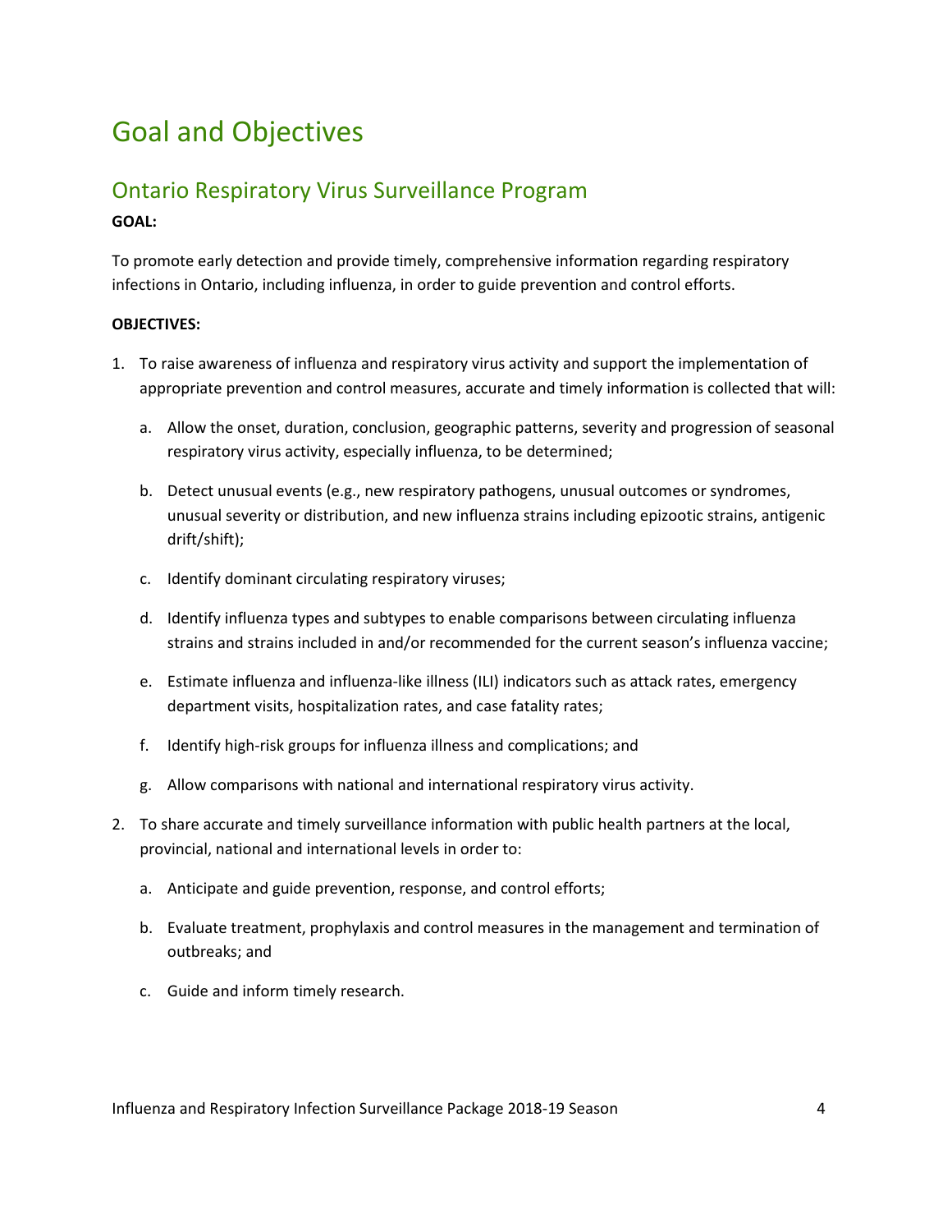# Goal and Objectives

## Ontario Respiratory Virus Surveillance Program

**GOAL:**

To promote early detection and provide timely, comprehensive information regarding respiratory infections in Ontario, including influenza, in order to guide prevention and control efforts.

**OBJECTIVES:**

1. To raise awareness of influenza and respiratory virus activity and support the implementation of appropriate prevention and control measures, accurate and timely information is collected that will:
   a. Allow the onset, duration, conclusion, geographic patterns, severity and progression of seasonal respiratory virus activity, especially influenza, to be determined;
   b. Detect unusual events (e.g., new respiratory pathogens, unusual outcomes or syndromes, unusual severity or distribution, and new influenza strains including epizootic strains, antigenic drift/shift);
   c. Identify dominant circulating respiratory viruses;
   d. Identify influenza types and subtypes to enable comparisons between circulating influenza strains and strains included in and/or recommended for the current season's influenza vaccine;
   e. Estimate influenza and influenza-like illness (ILI) indicators such as attack rates, emergency department visits, hospitalization rates, and case fatality rates;
   f. Identify high-risk groups for influenza illness and complications; and
   g. Allow comparisons with national and international respiratory virus activity.
2. To share accurate and timely surveillance information with public health partners at the local, provincial, national and international levels in order to:
   a. Anticipate and guide prevention, response, and control efforts;
   b. Evaluate treatment, prophylaxis and control measures in the management and termination of outbreaks; and
   c. Guide and inform timely research.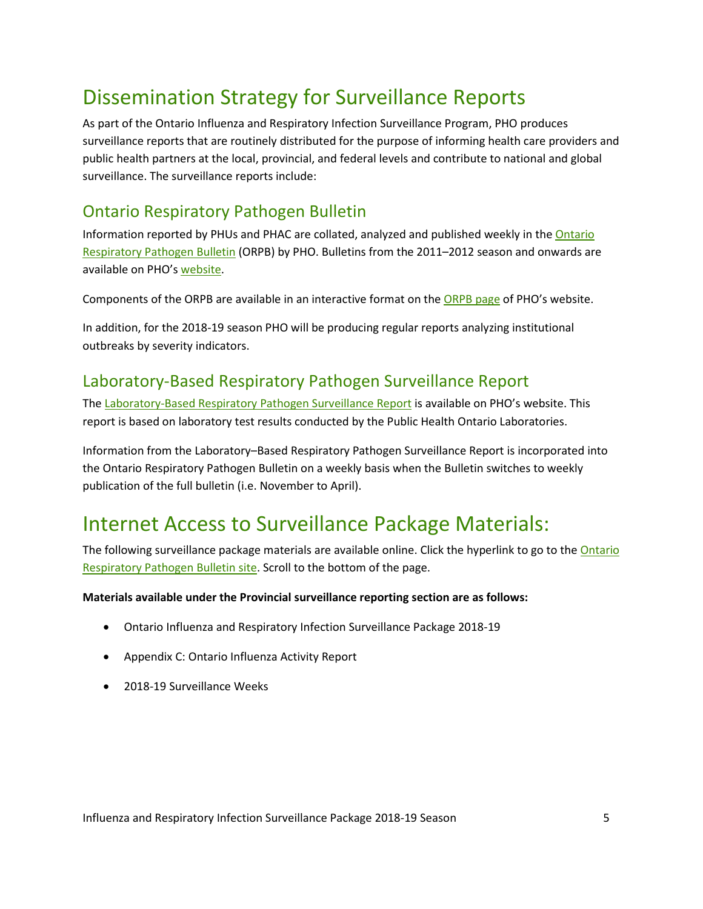# Dissemination Strategy for Surveillance Reports

As part of the Ontario Influenza and Respiratory Infection Surveillance Program, PHO produces surveillance reports that are routinely distributed for the purpose of informing health care providers and public health partners at the local, provincial, and federal levels and contribute to national and global surveillance. The surveillance reports include:

## Ontario Respiratory Pathogen Bulletin

Information reported by PHUs and PHAC are collated, analyzed and published weekly in the Ontario Respiratory Pathogen Bulletin (ORPB) by PHO. Bulletins from the 2011–2012 season and onwards are available on PHO's website.

Components of the ORPB are available in an interactive format on the ORPB page of PHO's website.

In addition, for the 2018-19 season PHO will be producing regular reports analyzing institutional outbreaks by severity indicators.

## Laboratory-Based Respiratory Pathogen Surveillance Report

The Laboratory-Based Respiratory Pathogen Surveillance Report is available on PHO's website. This report is based on laboratory test results conducted by the Public Health Ontario Laboratories.

Information from the Laboratory–Based Respiratory Pathogen Surveillance Report is incorporated into the Ontario Respiratory Pathogen Bulletin on a weekly basis when the Bulletin switches to weekly publication of the full bulletin (i.e. November to April).

# Internet Access to Surveillance Package Materials:

The following surveillance package materials are available online. Click the hyperlink to go to the Ontario Respiratory Pathogen Bulletin site. Scroll to the bottom of the page.

**Materials available under the Provincial surveillance reporting section are as follows:**

- Ontario Influenza and Respiratory Infection Surveillance Package 2018-19
- Appendix C: Ontario Influenza Activity Report
- 2018-19 Surveillance Weeks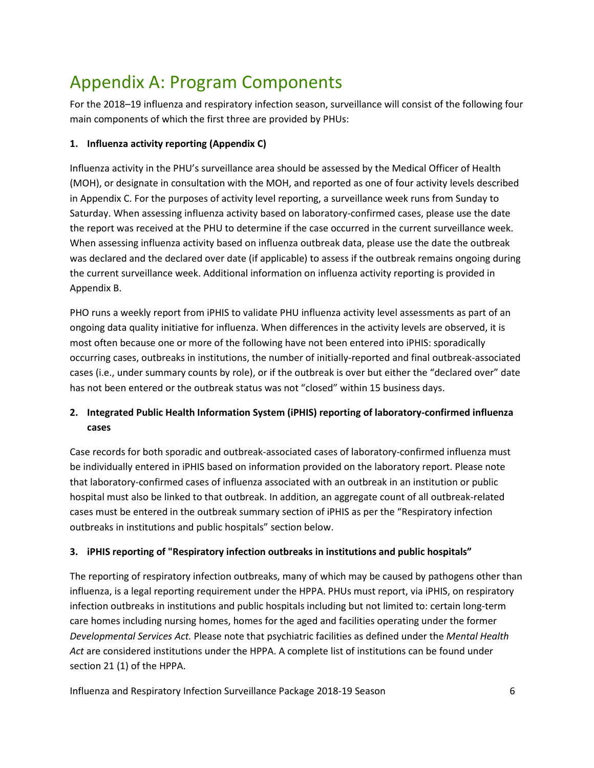# Appendix A: Program Components

For the 2018–19 influenza and respiratory infection season, surveillance will consist of the following four main components of which the first three are provided by PHUs:

**1. Influenza activity reporting (Appendix C)**

Influenza activity in the PHU's surveillance area should be assessed by the Medical Officer of Health (MOH), or designate in consultation with the MOH, and reported as one of four activity levels described in Appendix C. For the purposes of activity level reporting, a surveillance week runs from Sunday to Saturday. When assessing influenza activity based on laboratory-confirmed cases, please use the date the report was received at the PHU to determine if the case occurred in the current surveillance week. When assessing influenza activity based on influenza outbreak data, please use the date the outbreak was declared and the declared over date (if applicable) to assess if the outbreak remains ongoing during the current surveillance week. Additional information on influenza activity reporting is provided in Appendix B.

PHO runs a weekly report from iPHIS to validate PHU influenza activity level assessments as part of an ongoing data quality initiative for influenza. When differences in the activity levels are observed, it is most often because one or more of the following have not been entered into iPHIS: sporadically occurring cases, outbreaks in institutions, the number of initially-reported and final outbreak-associated cases (i.e., under summary counts by role), or if the outbreak is over but either the "declared over" date has not been entered or the outbreak status was not "closed" within 15 business days.

**2. Integrated Public Health Information System (iPHIS) reporting of laboratory-confirmed influenza cases**

Case records for both sporadic and outbreak-associated cases of laboratory-confirmed influenza must be individually entered in iPHIS based on information provided on the laboratory report. Please note that laboratory-confirmed cases of influenza associated with an outbreak in an institution or public hospital must also be linked to that outbreak. In addition, an aggregate count of all outbreak-related cases must be entered in the outbreak summary section of iPHIS as per the "Respiratory infection outbreaks in institutions and public hospitals" section below.

**3. iPHIS reporting of "Respiratory infection outbreaks in institutions and public hospitals"**

The reporting of respiratory infection outbreaks, many of which may be caused by pathogens other than influenza, is a legal reporting requirement under the HPPA. PHUs must report, via iPHIS, on respiratory infection outbreaks in institutions and public hospitals including but not limited to: certain long-term care homes including nursing homes, homes for the aged and facilities operating under the former *Developmental Services Act.* Please note that psychiatric facilities as defined under the *Mental Health Act* are considered institutions under the HPPA. A complete list of institutions can be found under section 21 (1) of the HPPA.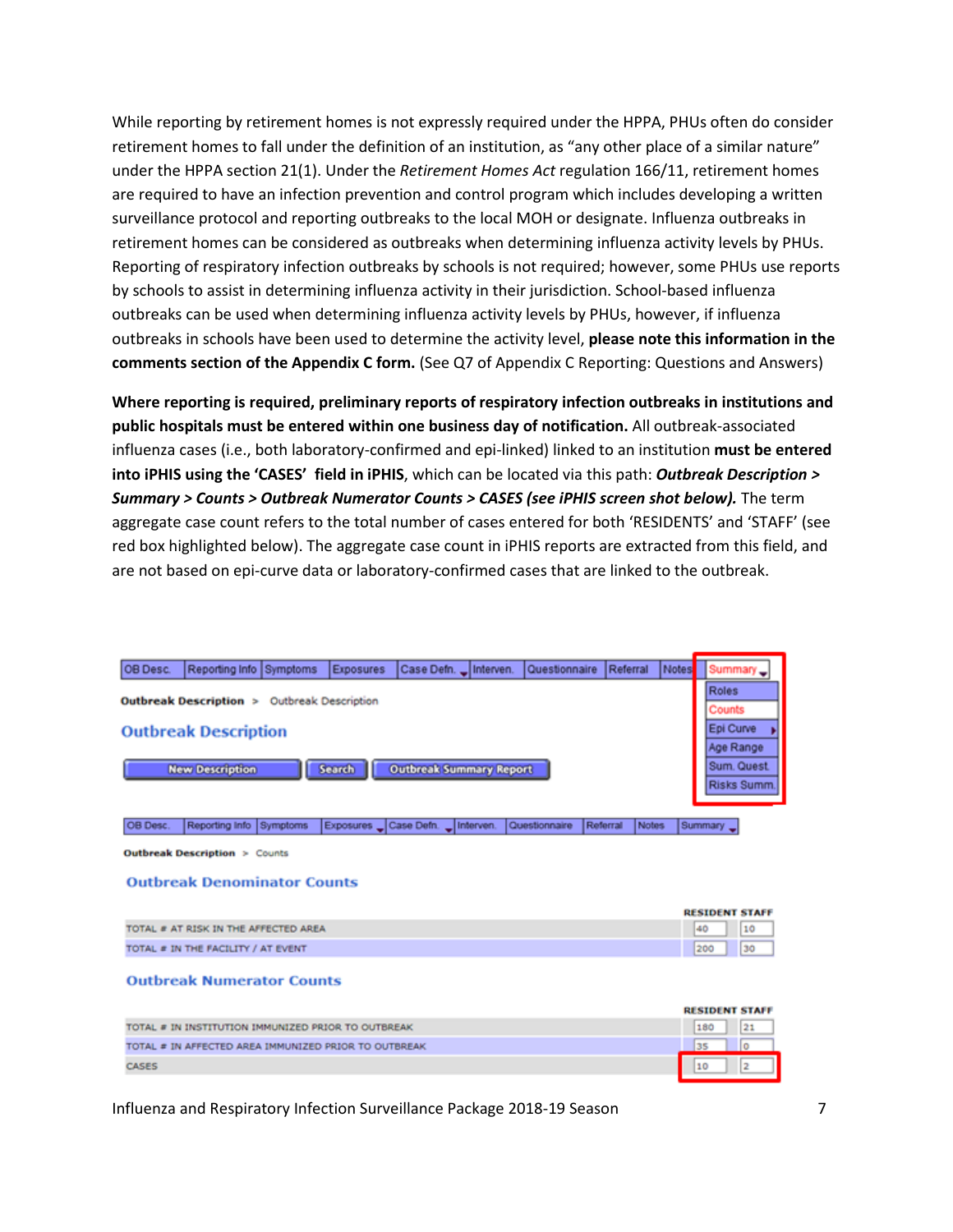While reporting by retirement homes is not expressly required under the HPPA, PHUs often do consider retirement homes to fall under the definition of an institution, as "any other place of a similar nature" under the HPPA section 21(1). Under the *Retirement Homes Act* regulation 166/11, retirement homes are required to have an infection prevention and control program which includes developing a written surveillance protocol and reporting outbreaks to the local MOH or designate. Influenza outbreaks in retirement homes can be considered as outbreaks when determining influenza activity levels by PHUs. Reporting of respiratory infection outbreaks by schools is not required; however, some PHUs use reports by schools to assist in determining influenza activity in their jurisdiction. School-based influenza outbreaks can be used when determining influenza activity levels by PHUs, however, if influenza outbreaks in schools have been used to determine the activity level, **please note this information in the comments section of the Appendix C form.** (See Q7 of Appendix C Reporting: Questions and Answers)

**Where reporting is required, preliminary reports of respiratory infection outbreaks in institutions and public hospitals must be entered within one business day of notification.** All outbreak-associated influenza cases (i.e., both laboratory-confirmed and epi-linked) linked to an institution **must be entered into iPHIS using the 'CASES' field in iPHIS**, which can be located via this path: ***Outbreak Description > Summary > Counts > Outbreak Numerator Counts > CASES (see iPHIS screen shot below).*** The term aggregate case count refers to the total number of cases entered for both 'RESIDENTS' and 'STAFF' (see red box highlighted below). The aggregate case count in iPHIS reports are extracted from this field, and are not based on epi-curve data or laboratory-confirmed cases that are linked to the outbreak.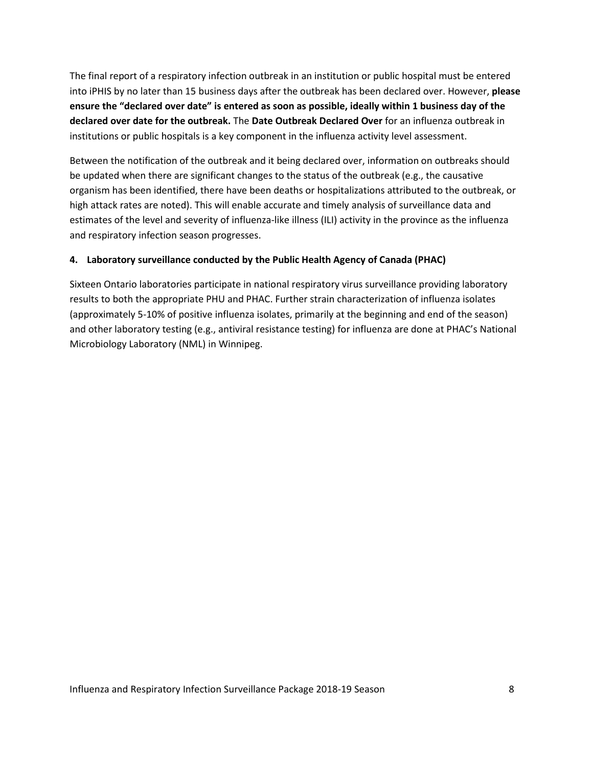The final report of a respiratory infection outbreak in an institution or public hospital must be entered into iPHIS by no later than 15 business days after the outbreak has been declared over. However, **please ensure the "declared over date" is entered as soon as possible, ideally within 1 business day of the declared over date for the outbreak.** The **Date Outbreak Declared Over** for an influenza outbreak in institutions or public hospitals is a key component in the influenza activity level assessment.

Between the notification of the outbreak and it being declared over, information on outbreaks should be updated when there are significant changes to the status of the outbreak (e.g., the causative organism has been identified, there have been deaths or hospitalizations attributed to the outbreak, or high attack rates are noted). This will enable accurate and timely analysis of surveillance data and estimates of the level and severity of influenza-like illness (ILI) activity in the province as the influenza and respiratory infection season progresses.

#### 4. Laboratory surveillance conducted by the Public Health Agency of Canada (PHAC)

Sixteen Ontario laboratories participate in national respiratory virus surveillance providing laboratory results to both the appropriate PHU and PHAC. Further strain characterization of influenza isolates (approximately 5-10% of positive influenza isolates, primarily at the beginning and end of the season) and other laboratory testing (e.g., antiviral resistance testing) for influenza are done at PHAC's National Microbiology Laboratory (NML) in Winnipeg.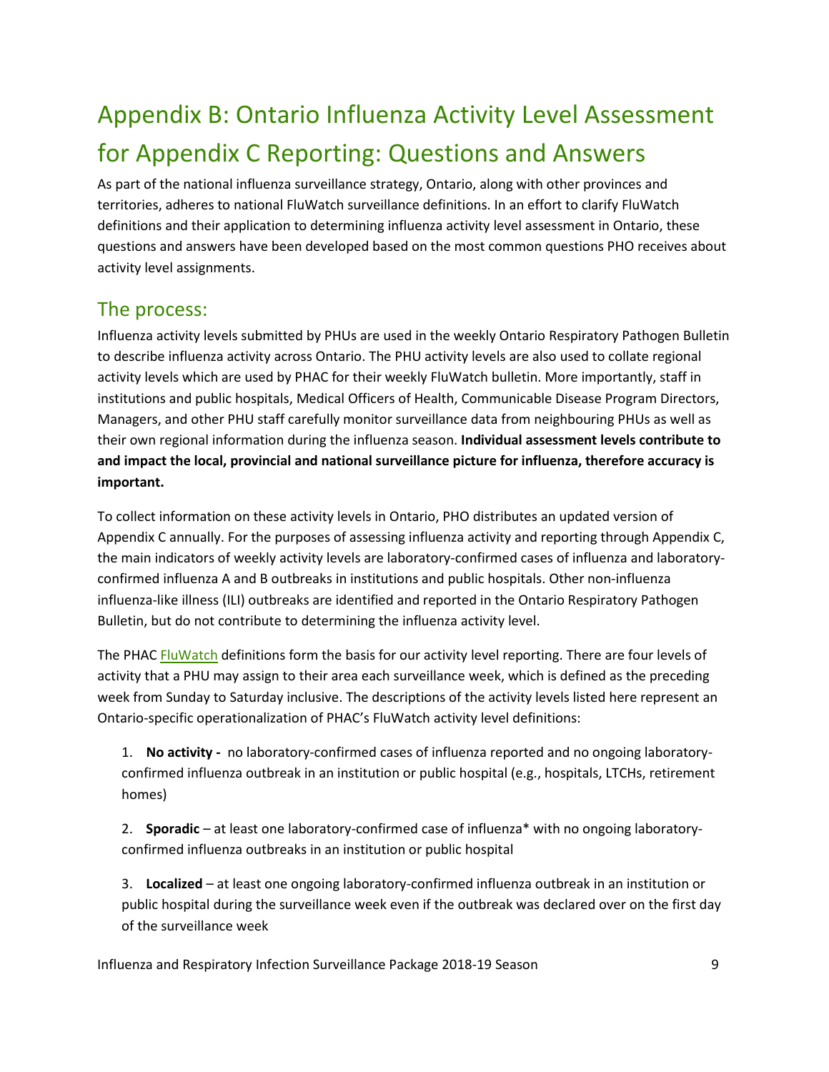# Appendix B: Ontario Influenza Activity Level Assessment for Appendix C Reporting: Questions and Answers

As part of the national influenza surveillance strategy, Ontario, along with other provinces and territories, adheres to national FluWatch surveillance definitions. In an effort to clarify FluWatch definitions and their application to determining influenza activity level assessment in Ontario, these questions and answers have been developed based on the most common questions PHO receives about activity level assignments.

## The process:

Influenza activity levels submitted by PHUs are used in the weekly Ontario Respiratory Pathogen Bulletin to describe influenza activity across Ontario. The PHU activity levels are also used to collate regional activity levels which are used by PHAC for their weekly FluWatch bulletin. More importantly, staff in institutions and public hospitals, Medical Officers of Health, Communicable Disease Program Directors, Managers, and other PHU staff carefully monitor surveillance data from neighbouring PHUs as well as their own regional information during the influenza season. **Individual assessment levels contribute to and impact the local, provincial and national surveillance picture for influenza, therefore accuracy is important.**

To collect information on these activity levels in Ontario, PHO distributes an updated version of Appendix C annually. For the purposes of assessing influenza activity and reporting through Appendix C, the main indicators of weekly activity levels are laboratory-confirmed cases of influenza and laboratory-confirmed influenza A and B outbreaks in institutions and public hospitals. Other non-influenza influenza-like illness (ILI) outbreaks are identified and reported in the Ontario Respiratory Pathogen Bulletin, but do not contribute to determining the influenza activity level.

The PHAC FluWatch definitions form the basis for our activity level reporting. There are four levels of activity that a PHU may assign to their area each surveillance week, which is defined as the preceding week from Sunday to Saturday inclusive. The descriptions of the activity levels listed here represent an Ontario-specific operationalization of PHAC's FluWatch activity level definitions:

1. **No activity -** no laboratory-confirmed cases of influenza reported and no ongoing laboratory-confirmed influenza outbreak in an institution or public hospital (e.g., hospitals, LTCHs, retirement homes)
2. **Sporadic** – at least one laboratory-confirmed case of influenza* with no ongoing laboratory-confirmed influenza outbreaks in an institution or public hospital
3. **Localized** – at least one ongoing laboratory-confirmed influenza outbreak in an institution or public hospital during the surveillance week even if the outbreak was declared over on the first day of the surveillance week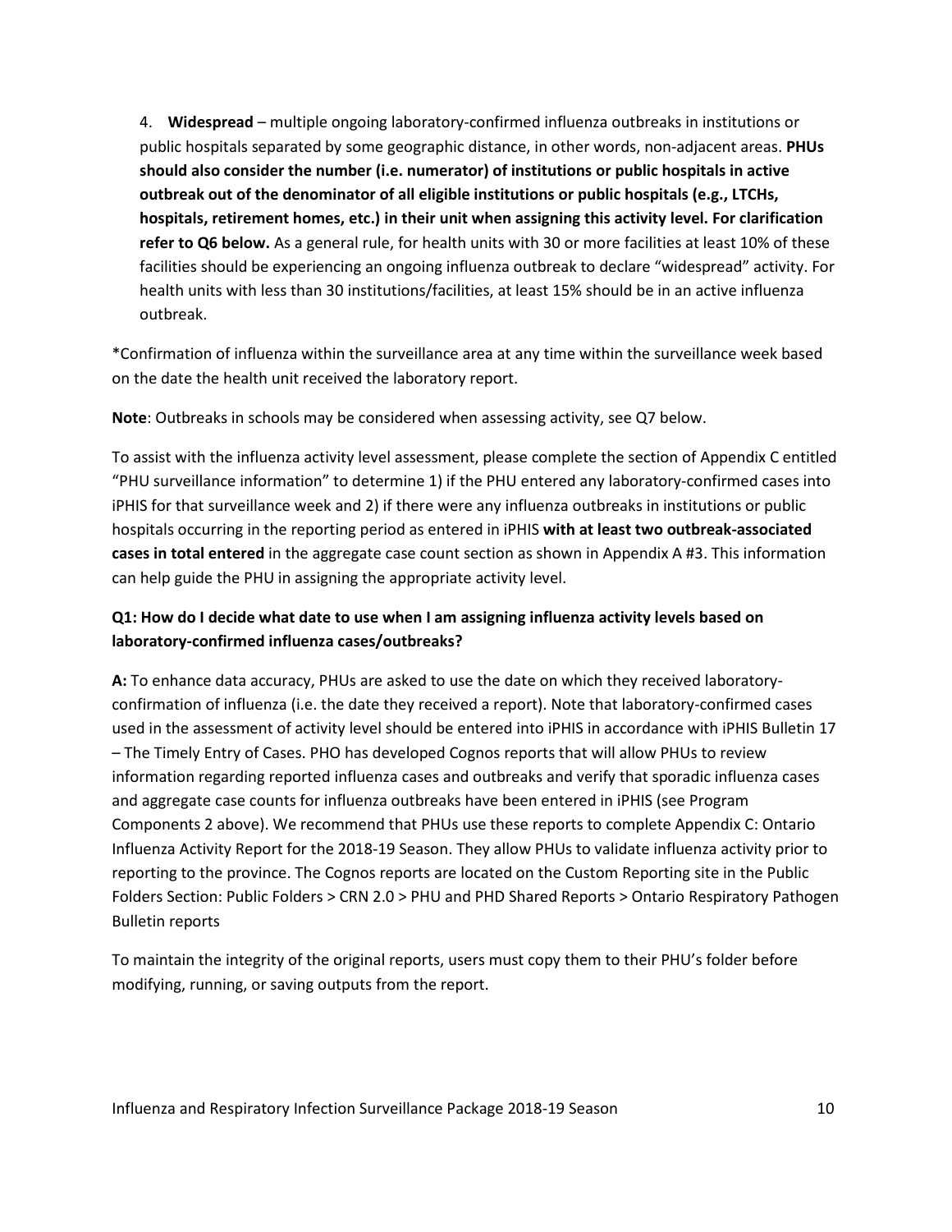4. **Widespread** – multiple ongoing laboratory-confirmed influenza outbreaks in institutions or public hospitals separated by some geographic distance, in other words, non-adjacent areas. **PHUs should also consider the number (i.e. numerator) of institutions or public hospitals in active outbreak out of the denominator of all eligible institutions or public hospitals (e.g., LTCHs, hospitals, retirement homes, etc.) in their unit when assigning this activity level. For clarification refer to Q6 below.** As a general rule, for health units with 30 or more facilities at least 10% of these facilities should be experiencing an ongoing influenza outbreak to declare "widespread" activity. For health units with less than 30 institutions/facilities, at least 15% should be in an active influenza outbreak.

*Confirmation of influenza within the surveillance area at any time within the surveillance week based on the date the health unit received the laboratory report.

**Note**: Outbreaks in schools may be considered when assessing activity, see Q7 below.

To assist with the influenza activity level assessment, please complete the section of Appendix C entitled "PHU surveillance information" to determine 1) if the PHU entered any laboratory-confirmed cases into iPHIS for that surveillance week and 2) if there were any influenza outbreaks in institutions or public hospitals occurring in the reporting period as entered in iPHIS **with at least two outbreak-associated cases in total entered** in the aggregate case count section as shown in Appendix A #3. This information can help guide the PHU in assigning the appropriate activity level.

**Q1: How do I decide what date to use when I am assigning influenza activity levels based on laboratory-confirmed influenza cases/outbreaks?**

**A:** To enhance data accuracy, PHUs are asked to use the date on which they received laboratory-confirmation of influenza (i.e. the date they received a report). Note that laboratory-confirmed cases used in the assessment of activity level should be entered into iPHIS in accordance with iPHIS Bulletin 17 – The Timely Entry of Cases. PHO has developed Cognos reports that will allow PHUs to review information regarding reported influenza cases and outbreaks and verify that sporadic influenza cases and aggregate case counts for influenza outbreaks have been entered in iPHIS (see Program Components 2 above). We recommend that PHUs use these reports to complete Appendix C: Ontario Influenza Activity Report for the 2018-19 Season. They allow PHUs to validate influenza activity prior to reporting to the province. The Cognos reports are located on the Custom Reporting site in the Public Folders Section: Public Folders > CRN 2.0 > PHU and PHD Shared Reports > Ontario Respiratory Pathogen Bulletin reports

To maintain the integrity of the original reports, users must copy them to their PHU's folder before modifying, running, or saving outputs from the report.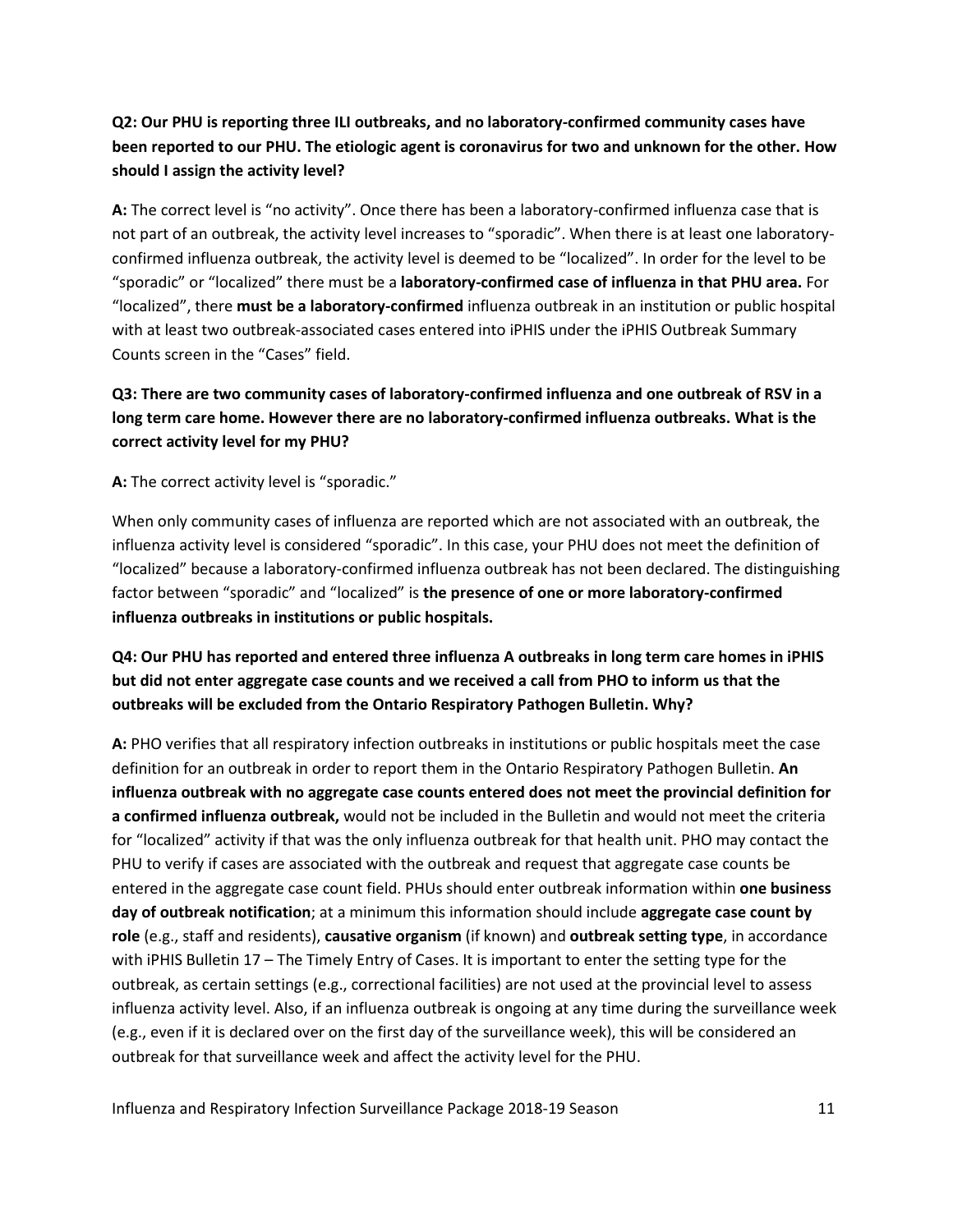**Q2: Our PHU is reporting three ILI outbreaks, and no laboratory-confirmed community cases have been reported to our PHU. The etiologic agent is coronavirus for two and unknown for the other. How should I assign the activity level?**

**A:** The correct level is "no activity". Once there has been a laboratory-confirmed influenza case that is not part of an outbreak, the activity level increases to "sporadic". When there is at least one laboratory-confirmed influenza outbreak, the activity level is deemed to be "localized". In order for the level to be "sporadic" or "localized" there must be a **laboratory-confirmed case of influenza in that PHU area.** For "localized", there **must be a laboratory-confirmed** influenza outbreak in an institution or public hospital with at least two outbreak-associated cases entered into iPHIS under the iPHIS Outbreak Summary Counts screen in the "Cases" field.

**Q3: There are two community cases of laboratory-confirmed influenza and one outbreak of RSV in a long term care home. However there are no laboratory-confirmed influenza outbreaks. What is the correct activity level for my PHU?**

**A:** The correct activity level is "sporadic."

When only community cases of influenza are reported which are not associated with an outbreak, the influenza activity level is considered "sporadic". In this case, your PHU does not meet the definition of "localized" because a laboratory-confirmed influenza outbreak has not been declared. The distinguishing factor between "sporadic" and "localized" is **the presence of one or more laboratory-confirmed influenza outbreaks in institutions or public hospitals.**

**Q4: Our PHU has reported and entered three influenza A outbreaks in long term care homes in iPHIS but did not enter aggregate case counts and we received a call from PHO to inform us that the outbreaks will be excluded from the Ontario Respiratory Pathogen Bulletin. Why?**

**A:** PHO verifies that all respiratory infection outbreaks in institutions or public hospitals meet the case definition for an outbreak in order to report them in the Ontario Respiratory Pathogen Bulletin. **An influenza outbreak with no aggregate case counts entered does not meet the provincial definition for a confirmed influenza outbreak,** would not be included in the Bulletin and would not meet the criteria for "localized" activity if that was the only influenza outbreak for that health unit. PHO may contact the PHU to verify if cases are associated with the outbreak and request that aggregate case counts be entered in the aggregate case count field. PHUs should enter outbreak information within **one business day of outbreak notification**; at a minimum this information should include **aggregate case count by role** (e.g., staff and residents), **causative organism** (if known) and **outbreak setting type**, in accordance with iPHIS Bulletin 17 – The Timely Entry of Cases. It is important to enter the setting type for the outbreak, as certain settings (e.g., correctional facilities) are not used at the provincial level to assess influenza activity level. Also, if an influenza outbreak is ongoing at any time during the surveillance week (e.g., even if it is declared over on the first day of the surveillance week), this will be considered an outbreak for that surveillance week and affect the activity level for the PHU.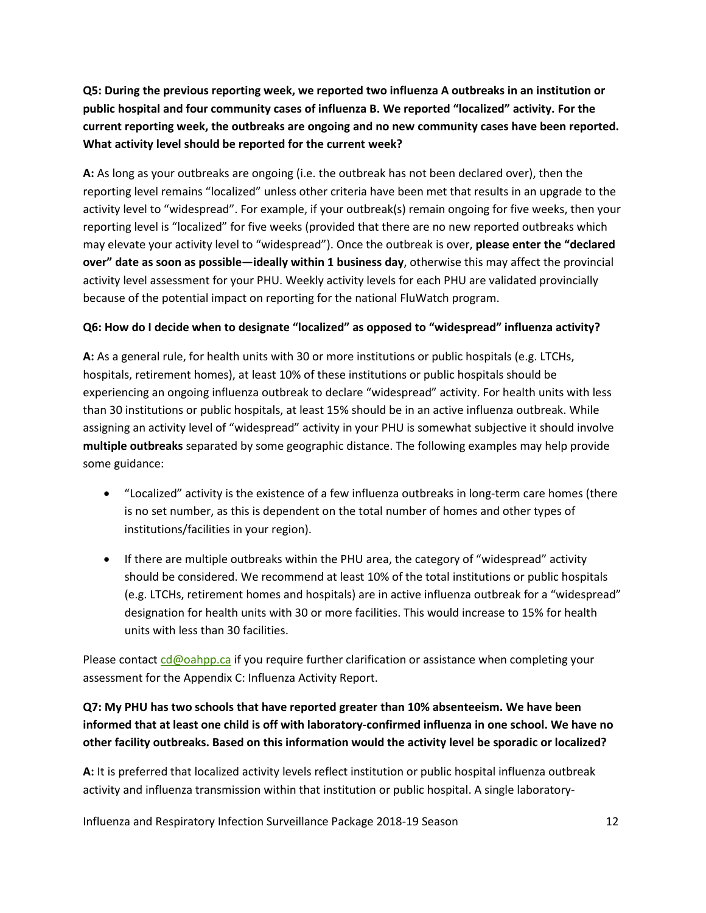**Q5: During the previous reporting week, we reported two influenza A outbreaks in an institution or public hospital and four community cases of influenza B. We reported "localized" activity. For the current reporting week, the outbreaks are ongoing and no new community cases have been reported. What activity level should be reported for the current week?**

**A:** As long as your outbreaks are ongoing (i.e. the outbreak has not been declared over), then the reporting level remains "localized" unless other criteria have been met that results in an upgrade to the activity level to "widespread". For example, if your outbreak(s) remain ongoing for five weeks, then your reporting level is "localized" for five weeks (provided that there are no new reported outbreaks which may elevate your activity level to "widespread"). Once the outbreak is over, **please enter the "declared over" date as soon as possible—ideally within 1 business day**, otherwise this may affect the provincial activity level assessment for your PHU. Weekly activity levels for each PHU are validated provincially because of the potential impact on reporting for the national FluWatch program.

**Q6: How do I decide when to designate "localized" as opposed to "widespread" influenza activity?**

**A:** As a general rule, for health units with 30 or more institutions or public hospitals (e.g. LTCHs, hospitals, retirement homes), at least 10% of these institutions or public hospitals should be experiencing an ongoing influenza outbreak to declare "widespread" activity. For health units with less than 30 institutions or public hospitals, at least 15% should be in an active influenza outbreak. While assigning an activity level of "widespread" activity in your PHU is somewhat subjective it should involve **multiple outbreaks** separated by some geographic distance. The following examples may help provide some guidance:

- "Localized" activity is the existence of a few influenza outbreaks in long-term care homes (there is no set number, as this is dependent on the total number of homes and other types of institutions/facilities in your region).
- If there are multiple outbreaks within the PHU area, the category of "widespread" activity should be considered. We recommend at least 10% of the total institutions or public hospitals (e.g. LTCHs, retirement homes and hospitals) are in active influenza outbreak for a "widespread" designation for health units with 30 or more facilities. This would increase to 15% for health units with less than 30 facilities.

Please contact cd@oahpp.ca if you require further clarification or assistance when completing your assessment for the Appendix C: Influenza Activity Report.

**Q7: My PHU has two schools that have reported greater than 10% absenteeism. We have been informed that at least one child is off with laboratory-confirmed influenza in one school. We have no other facility outbreaks. Based on this information would the activity level be sporadic or localized?**

**A:** It is preferred that localized activity levels reflect institution or public hospital influenza outbreak activity and influenza transmission within that institution or public hospital. A single laboratory-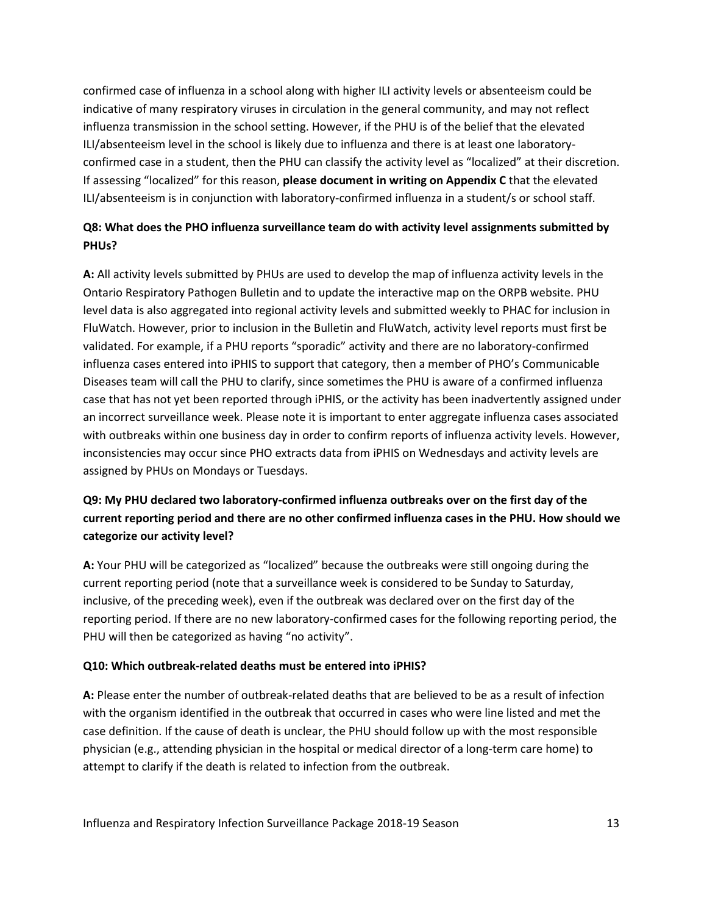confirmed case of influenza in a school along with higher ILI activity levels or absenteeism could be indicative of many respiratory viruses in circulation in the general community, and may not reflect influenza transmission in the school setting. However, if the PHU is of the belief that the elevated ILI/absenteeism level in the school is likely due to influenza and there is at least one laboratory-confirmed case in a student, then the PHU can classify the activity level as "localized" at their discretion. If assessing "localized" for this reason, **please document in writing on Appendix C** that the elevated ILI/absenteeism is in conjunction with laboratory-confirmed influenza in a student/s or school staff.

### Q8: What does the PHO influenza surveillance team do with activity level assignments submitted by PHUs?

**A:** All activity levels submitted by PHUs are used to develop the map of influenza activity levels in the Ontario Respiratory Pathogen Bulletin and to update the interactive map on the ORPB website. PHU level data is also aggregated into regional activity levels and submitted weekly to PHAC for inclusion in FluWatch. However, prior to inclusion in the Bulletin and FluWatch, activity level reports must first be validated. For example, if a PHU reports "sporadic" activity and there are no laboratory-confirmed influenza cases entered into iPHIS to support that category, then a member of PHO's Communicable Diseases team will call the PHU to clarify, since sometimes the PHU is aware of a confirmed influenza case that has not yet been reported through iPHIS, or the activity has been inadvertently assigned under an incorrect surveillance week. Please note it is important to enter aggregate influenza cases associated with outbreaks within one business day in order to confirm reports of influenza activity levels. However, inconsistencies may occur since PHO extracts data from iPHIS on Wednesdays and activity levels are assigned by PHUs on Mondays or Tuesdays.

### Q9: My PHU declared two laboratory-confirmed influenza outbreaks over on the first day of the current reporting period and there are no other confirmed influenza cases in the PHU. How should we categorize our activity level?

**A:** Your PHU will be categorized as "localized" because the outbreaks were still ongoing during the current reporting period (note that a surveillance week is considered to be Sunday to Saturday, inclusive, of the preceding week), even if the outbreak was declared over on the first day of the reporting period. If there are no new laboratory-confirmed cases for the following reporting period, the PHU will then be categorized as having "no activity".

### Q10: Which outbreak-related deaths must be entered into iPHIS?

**A:** Please enter the number of outbreak-related deaths that are believed to be as a result of infection with the organism identified in the outbreak that occurred in cases who were line listed and met the case definition. If the cause of death is unclear, the PHU should follow up with the most responsible physician (e.g., attending physician in the hospital or medical director of a long-term care home) to attempt to clarify if the death is related to infection from the outbreak.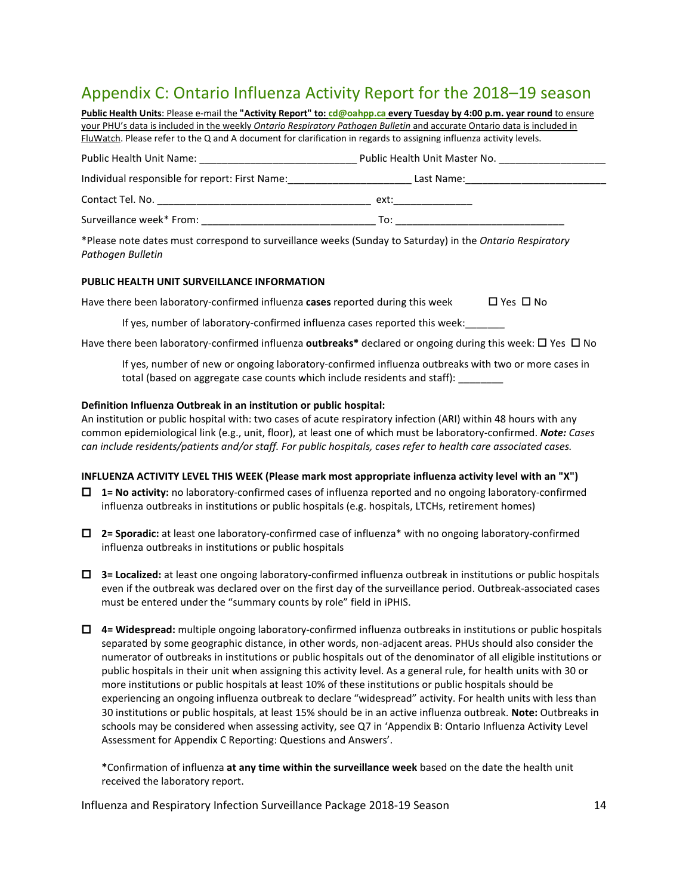# Appendix C: Ontario Influenza Activity Report for the 2018–19 season

**Public Health Units**: Please e-mail the **"Activity Report" to: cd@oahpp.ca every Tuesday by 4:00 p.m. year round** to ensure your PHU's data is included in the weekly *Ontario Respiratory Pathogen Bulletin* and accurate Ontario data is included in FluWatch. Please refer to the Q and A document for clarification in regards to assigning influenza activity levels.

Public Health Unit Name: ____________________________ Public Health Unit Master No. ___________________

Individual responsible for report: First Name:______________________ Last Name:_________________________

Contact Tel. No. ______________________________________ ext:______________

Surveillance week* From: _______________________________ To: ______________________________

*Please note dates must correspond to surveillance weeks (Sunday to Saturday) in the *Ontario Respiratory Pathogen Bulletin*

**PUBLIC HEALTH UNIT SURVEILLANCE INFORMATION**

Have there been laboratory-confirmed influenza **cases** reported during this week ☐ Yes ☐ No

If yes, number of laboratory-confirmed influenza cases reported this week:_______

Have there been laboratory-confirmed influenza **outbreaks*** declared or ongoing during this week: ☐ Yes ☐ No

If yes, number of new or ongoing laboratory-confirmed influenza outbreaks with two or more cases in total (based on aggregate case counts which include residents and staff): ________

**Definition Influenza Outbreak in an institution or public hospital:**
An institution or public hospital with: two cases of acute respiratory infection (ARI) within 48 hours with any common epidemiological link (e.g., unit, floor), at least one of which must be laboratory-confirmed. ***Note:*** *Cases can include residents/patients and/or staff. For public hospitals, cases refer to health care associated cases.*

**INFLUENZA ACTIVITY LEVEL THIS WEEK (Please mark most appropriate influenza activity level with an "X")**

- ☐ **1= No activity:** no laboratory-confirmed cases of influenza reported and no ongoing laboratory-confirmed influenza outbreaks in institutions or public hospitals (e.g. hospitals, LTCHs, retirement homes)

- ☐ **2= Sporadic:** at least one laboratory-confirmed case of influenza* with no ongoing laboratory-confirmed influenza outbreaks in institutions or public hospitals

- ☐ **3= Localized:** at least one ongoing laboratory-confirmed influenza outbreak in institutions or public hospitals even if the outbreak was declared over on the first day of the surveillance period. Outbreak-associated cases must be entered under the "summary counts by role" field in iPHIS.

- ☐ **4= Widespread:** multiple ongoing laboratory-confirmed influenza outbreaks in institutions or public hospitals separated by some geographic distance, in other words, non-adjacent areas. PHUs should also consider the numerator of outbreaks in institutions or public hospitals out of the denominator of all eligible institutions or public hospitals in their unit when assigning this activity level. As a general rule, for health units with 30 or more institutions or public hospitals at least 10% of these institutions or public hospitals should be experiencing an ongoing influenza outbreak to declare "widespread" activity. For health units with less than 30 institutions or public hospitals, at least 15% should be in an active influenza outbreak. **Note:** Outbreaks in schools may be considered when assessing activity, see Q7 in 'Appendix B: Ontario Influenza Activity Level Assessment for Appendix C Reporting: Questions and Answers'.

**\***Confirmation of influenza **at any time within the surveillance week** based on the date the health unit received the laboratory report.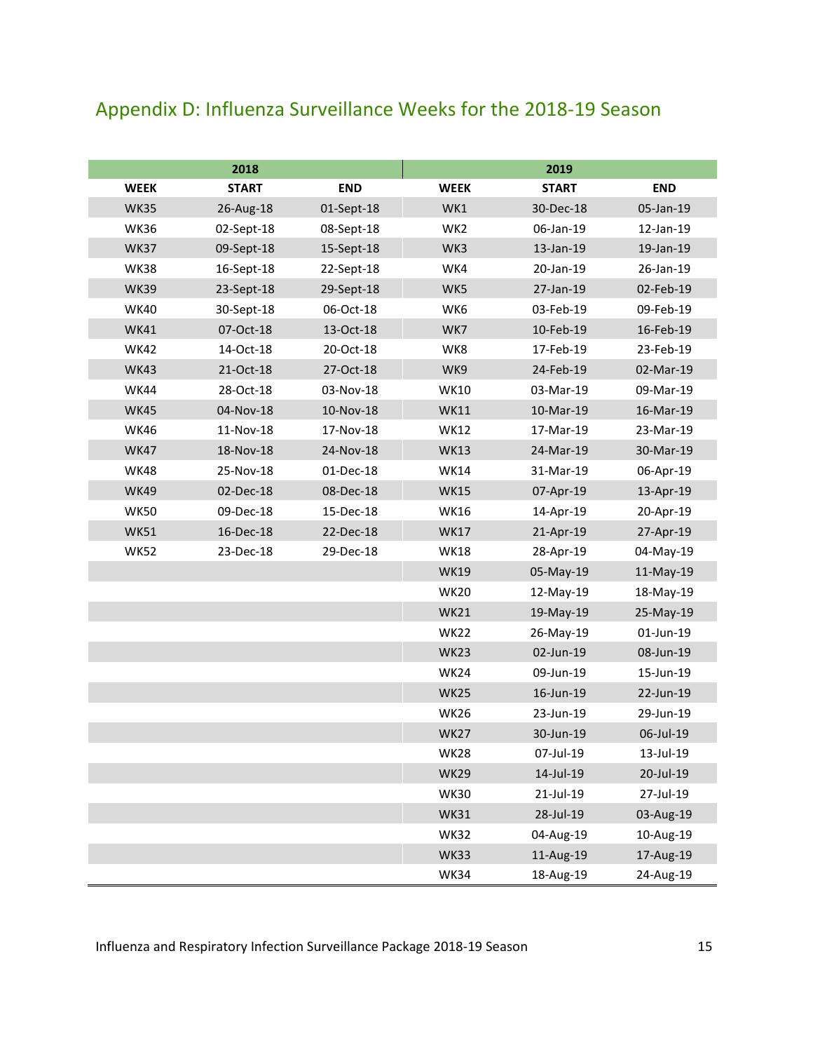## Appendix D: Influenza Surveillance Weeks for the 2018-19 Season

| 2018 | | | 2019 | | |
|---|---|---|---|---|---|
| **WEEK** | **START** | **END** | **WEEK** | **START** | **END** |
| WK35 | 26-Aug-18 | 01-Sept-18 | WK1 | 30-Dec-18 | 05-Jan-19 |
| WK36 | 02-Sept-18 | 08-Sept-18 | WK2 | 06-Jan-19 | 12-Jan-19 |
| WK37 | 09-Sept-18 | 15-Sept-18 | WK3 | 13-Jan-19 | 19-Jan-19 |
| WK38 | 16-Sept-18 | 22-Sept-18 | WK4 | 20-Jan-19 | 26-Jan-19 |
| WK39 | 23-Sept-18 | 29-Sept-18 | WK5 | 27-Jan-19 | 02-Feb-19 |
| WK40 | 30-Sept-18 | 06-Oct-18 | WK6 | 03-Feb-19 | 09-Feb-19 |
| WK41 | 07-Oct-18 | 13-Oct-18 | WK7 | 10-Feb-19 | 16-Feb-19 |
| WK42 | 14-Oct-18 | 20-Oct-18 | WK8 | 17-Feb-19 | 23-Feb-19 |
| WK43 | 21-Oct-18 | 27-Oct-18 | WK9 | 24-Feb-19 | 02-Mar-19 |
| WK44 | 28-Oct-18 | 03-Nov-18 | WK10 | 03-Mar-19 | 09-Mar-19 |
| WK45 | 04-Nov-18 | 10-Nov-18 | WK11 | 10-Mar-19 | 16-Mar-19 |
| WK46 | 11-Nov-18 | 17-Nov-18 | WK12 | 17-Mar-19 | 23-Mar-19 |
| WK47 | 18-Nov-18 | 24-Nov-18 | WK13 | 24-Mar-19 | 30-Mar-19 |
| WK48 | 25-Nov-18 | 01-Dec-18 | WK14 | 31-Mar-19 | 06-Apr-19 |
| WK49 | 02-Dec-18 | 08-Dec-18 | WK15 | 07-Apr-19 | 13-Apr-19 |
| WK50 | 09-Dec-18 | 15-Dec-18 | WK16 | 14-Apr-19 | 20-Apr-19 |
| WK51 | 16-Dec-18 | 22-Dec-18 | WK17 | 21-Apr-19 | 27-Apr-19 |
| WK52 | 23-Dec-18 | 29-Dec-18 | WK18 | 28-Apr-19 | 04-May-19 |
| | | | WK19 | 05-May-19 | 11-May-19 |
| | | | WK20 | 12-May-19 | 18-May-19 |
| | | | WK21 | 19-May-19 | 25-May-19 |
| | | | WK22 | 26-May-19 | 01-Jun-19 |
| | | | WK23 | 02-Jun-19 | 08-Jun-19 |
| | | | WK24 | 09-Jun-19 | 15-Jun-19 |
| | | | WK25 | 16-Jun-19 | 22-Jun-19 |
| | | | WK26 | 23-Jun-19 | 29-Jun-19 |
| | | | WK27 | 30-Jun-19 | 06-Jul-19 |
| | | | WK28 | 07-Jul-19 | 13-Jul-19 |
| | | | WK29 | 14-Jul-19 | 20-Jul-19 |
| | | | WK30 | 21-Jul-19 | 27-Jul-19 |
| | | | WK31 | 28-Jul-19 | 03-Aug-19 |
| | | | WK32 | 04-Aug-19 | 10-Aug-19 |
| | | | WK33 | 11-Aug-19 | 17-Aug-19 |
| | | | WK34 | 18-Aug-19 | 24-Aug-19 |